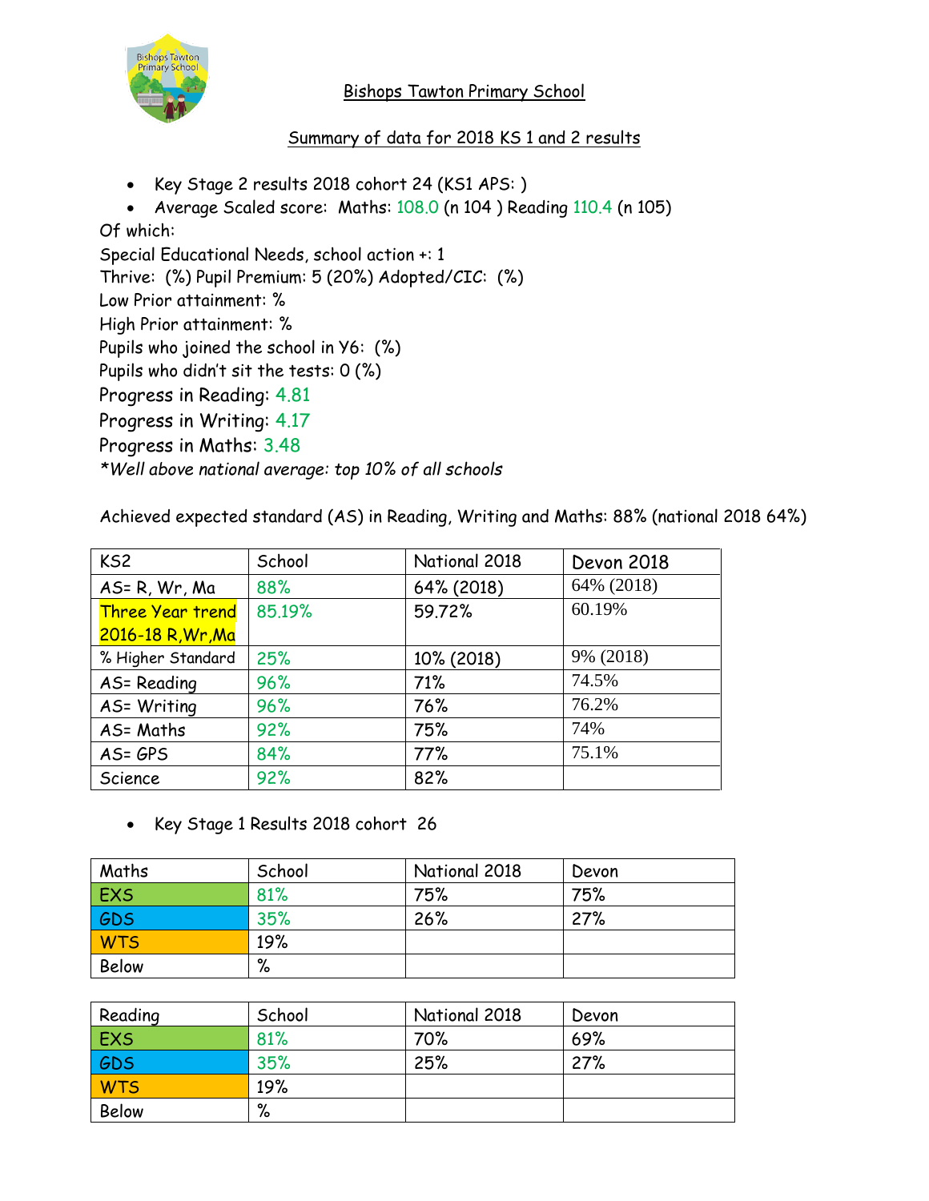Bishops Tawton Primary School

Summary of data for 2018 KS 1 and 2 results

- Key Stage 2 results 2018 cohort 24 (KS1 APS: )
- Average Scaled score: Maths: 108.0 (n 104 ) Reading 110.4 (n 105)

Of which:

Special Educational Needs, school action +: 1

Thrive: (%) Pupil Premium: 5 (20%) Adopted/CIC: (%)

Low Prior attainment: %

High Prior attainment: %

Pupils who joined the school in Y6: (%)

Pupils who didn't sit the tests: 0 (%)

Progress in Reading: 4.81

Progress in Writing: 4.17

Progress in Maths: 3.48

*Well above national average: top 10% of all schools*

Achieved expected standard (AS) in Reading, Writing and Maths: 88% (national 2018 64%)

| KS2 | School | National 2018 | Devon 2018 |
|---|---|---|---|
| AS= R, Wr, Ma | 88% | 64% (2018) | 64% (2018) |
| Three Year trend 2016-18 R,Wr,Ma | 85.19% | 59.72% | 60.19% |
| % Higher Standard | 25% | 10% (2018) | 9% (2018) |
| AS= Reading | 96% | 71% | 74.5% |
| AS= Writing | 96% | 76% | 76.2% |
| AS= Maths | 92% | 75% | 74% |
| AS= GPS | 84% | 77% | 75.1% |
| Science | 92% | 82% | |

- Key Stage 1 Results 2018 cohort 26

| Maths | School | National 2018 | Devon |
|---|---|---|---|
| EXS | 81% | 75% | 75% |
| GDS | 35% | 26% | 27% |
| WTS | 19% | | |
| Below | % | | |

| Reading | School | National 2018 | Devon |
|---|---|---|---|
| EXS | 81% | 70% | 69% |
| GDS | 35% | 25% | 27% |
| WTS | 19% | | |
| Below | % | | |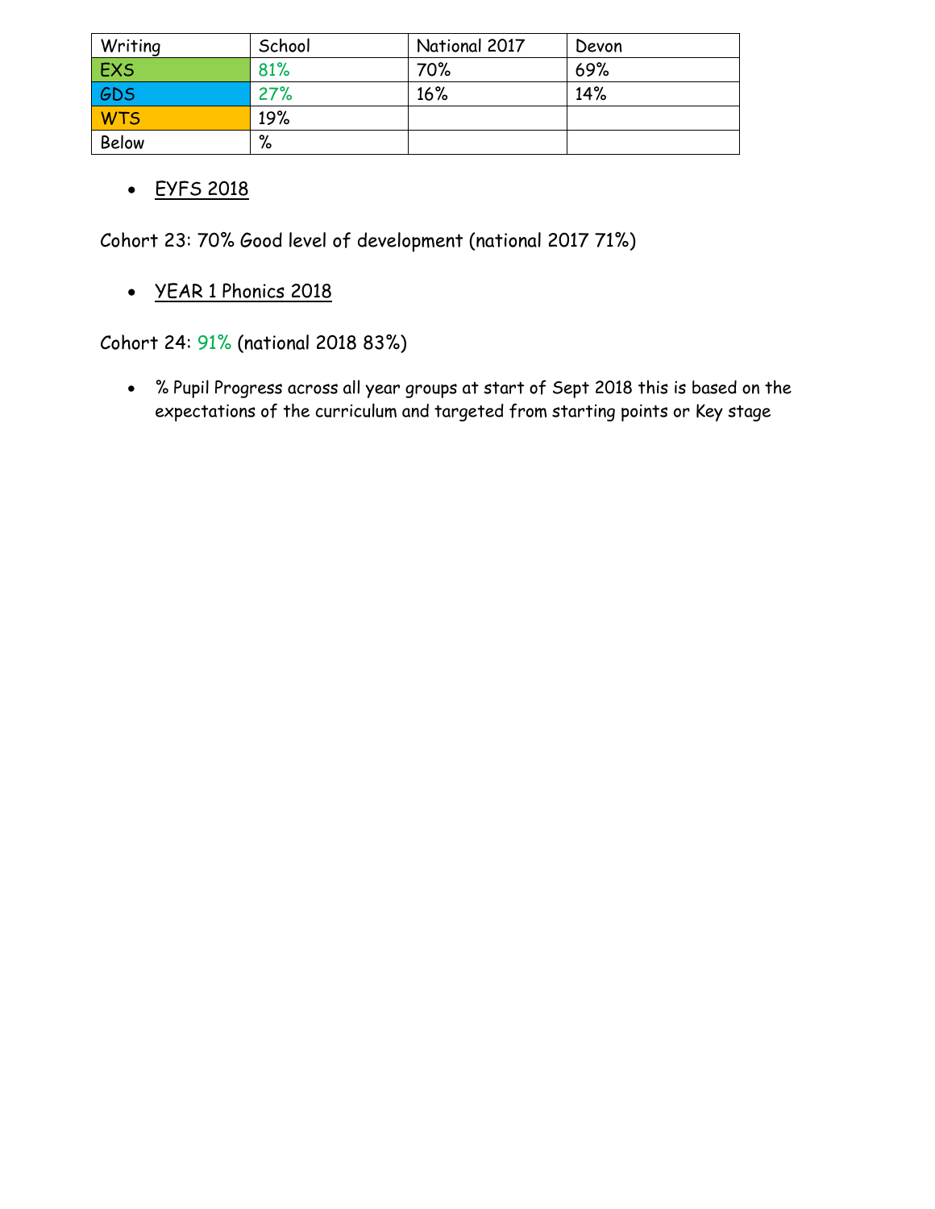| Writing | School | National 2017 | Devon |
|---|---|---|---|
| EXS | 81% | 70% | 69% |
| GDS | 27% | 16% | 14% |
| WTS | 19% | | |
| Below | % | | |

- EYFS 2018

Cohort 23: 70% Good level of development (national 2017 71%)

- YEAR 1 Phonics 2018

Cohort 24: 91% (national 2018 83%)

- % Pupil Progress across all year groups at start of Sept 2018 this is based on the expectations of the curriculum and targeted from starting points or Key stage